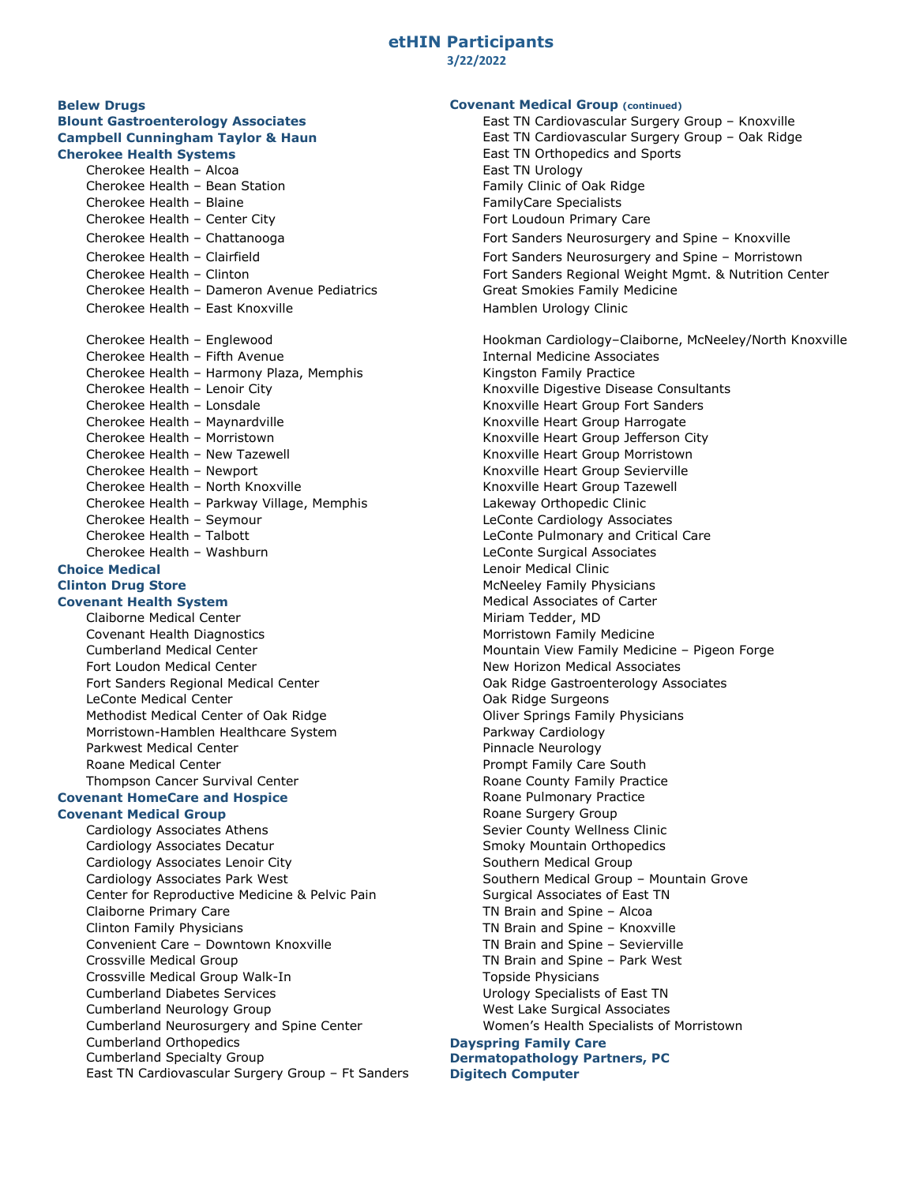# etHIN Participants

3/22/2022

**Belew Drugs**

**Blount Gastroenterology Associates**

**Campbell Cunningham Taylor & Haun**

**Cherokee Health Systems**

- Cherokee Health – Alcoa
- Cherokee Health – Bean Station
- Cherokee Health – Blaine
- Cherokee Health – Center City
- Cherokee Health – Chattanooga
- Cherokee Health – Clairfield
- Cherokee Health – Clinton
- Cherokee Health – Dameron Avenue Pediatrics
- Cherokee Health – East Knoxville
- Cherokee Health – Englewood
- Cherokee Health – Fifth Avenue
- Cherokee Health – Harmony Plaza, Memphis
- Cherokee Health – Lenoir City
- Cherokee Health – Lonsdale
- Cherokee Health – Maynardville
- Cherokee Health – Morristown
- Cherokee Health – New Tazewell
- Cherokee Health – Newport
- Cherokee Health – North Knoxville
- Cherokee Health – Parkway Village, Memphis
- Cherokee Health – Seymour
- Cherokee Health – Talbott
- Cherokee Health – Washburn

**Choice Medical**

**Clinton Drug Store**

**Covenant Health System**

- Claiborne Medical Center
- Covenant Health Diagnostics
- Cumberland Medical Center
- Fort Loudon Medical Center
- Fort Sanders Regional Medical Center
- LeConte Medical Center
- Methodist Medical Center of Oak Ridge
- Morristown-Hamblen Healthcare System
- Parkwest Medical Center
- Roane Medical Center
- Thompson Cancer Survival Center

**Covenant HomeCare and Hospice**

**Covenant Medical Group**

- Cardiology Associates Athens
- Cardiology Associates Decatur
- Cardiology Associates Lenoir City
- Cardiology Associates Park West
- Center for Reproductive Medicine & Pelvic Pain
- Claiborne Primary Care
- Clinton Family Physicians
- Convenient Care – Downtown Knoxville
- Crossville Medical Group
- Crossville Medical Group Walk-In
- Cumberland Diabetes Services
- Cumberland Neurology Group
- Cumberland Neurosurgery and Spine Center
- Cumberland Orthopedics
- Cumberland Specialty Group
- East TN Cardiovascular Surgery Group – Ft Sanders

**Covenant Medical Group (continued)**

- East TN Cardiovascular Surgery Group – Knoxville
- East TN Cardiovascular Surgery Group – Oak Ridge
- East TN Orthopedics and Sports
- East TN Urology
- Family Clinic of Oak Ridge
- FamilyCare Specialists
- Fort Loudoun Primary Care
- Fort Sanders Neurosurgery and Spine – Knoxville
- Fort Sanders Neurosurgery and Spine – Morristown
- Fort Sanders Regional Weight Mgmt. & Nutrition Center
- Great Smokies Family Medicine
- Hamblen Urology Clinic
- Hookman Cardiology–Claiborne, McNeeley/North Knoxville
- Internal Medicine Associates
- Kingston Family Practice
- Knoxville Digestive Disease Consultants
- Knoxville Heart Group Fort Sanders
- Knoxville Heart Group Harrogate
- Knoxville Heart Group Jefferson City
- Knoxville Heart Group Morristown
- Knoxville Heart Group Sevierville
- Knoxville Heart Group Tazewell
- Lakeway Orthopedic Clinic
- LeConte Cardiology Associates
- LeConte Pulmonary and Critical Care
- LeConte Surgical Associates
- Lenoir Medical Clinic
- McNeeley Family Physicians
- Medical Associates of Carter
- Miriam Tedder, MD
- Morristown Family Medicine
- Mountain View Family Medicine – Pigeon Forge
- New Horizon Medical Associates
- Oak Ridge Gastroenterology Associates
- Oak Ridge Surgeons
- Oliver Springs Family Physicians
- Parkway Cardiology
- Pinnacle Neurology
- Prompt Family Care South
- Roane County Family Practice
- Roane Pulmonary Practice
- Roane Surgery Group
- Sevier County Wellness Clinic
- Smoky Mountain Orthopedics
- Southern Medical Group
- Southern Medical Group – Mountain Grove
- Surgical Associates of East TN
- TN Brain and Spine – Alcoa
- TN Brain and Spine – Knoxville
- TN Brain and Spine – Sevierville
- TN Brain and Spine – Park West
- Topside Physicians
- Urology Specialists of East TN
- West Lake Surgical Associates
- Women's Health Specialists of Morristown

**Dayspring Family Care**

**Dermatopathology Partners, PC**

**Digitech Computer**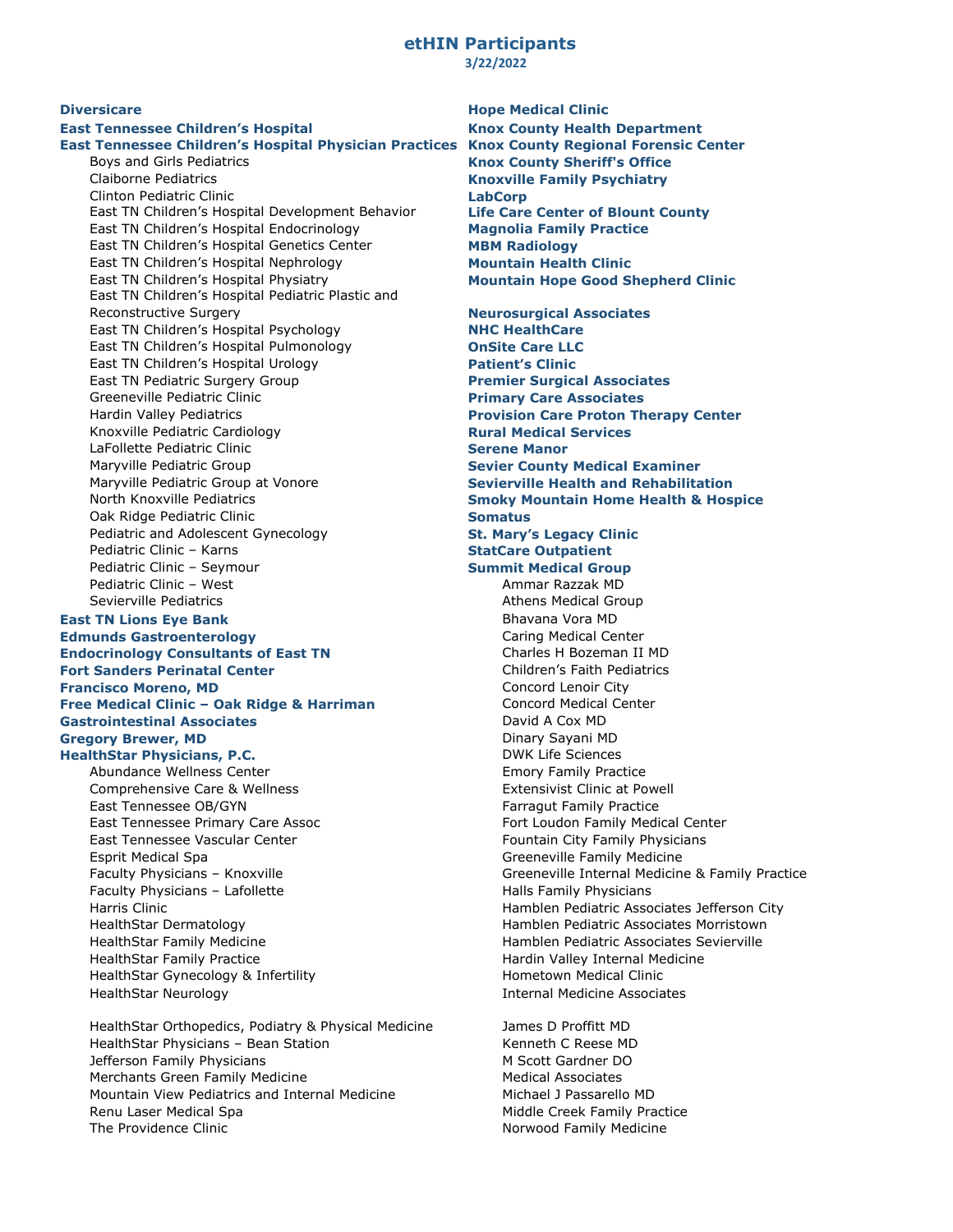# etHIN Participants

**3/22/2022**

**Diversicare**

**East Tennessee Children's Hospital**

**East Tennessee Children's Hospital Physician Practices**

- Boys and Girls Pediatrics
- Claiborne Pediatrics
- Clinton Pediatric Clinic
- East TN Children's Hospital Development Behavior
- East TN Children's Hospital Endocrinology
- East TN Children's Hospital Genetics Center
- East TN Children's Hospital Nephrology
- East TN Children's Hospital Physiatry
- East TN Children's Hospital Pediatric Plastic and Reconstructive Surgery
- East TN Children's Hospital Psychology
- East TN Children's Hospital Pulmonology
- East TN Children's Hospital Urology
- East TN Pediatric Surgery Group
- Greeneville Pediatric Clinic
- Hardin Valley Pediatrics
- Knoxville Pediatric Cardiology
- LaFollette Pediatric Clinic
- Maryville Pediatric Group
- Maryville Pediatric Group at Vonore
- North Knoxville Pediatrics
- Oak Ridge Pediatric Clinic
- Pediatric and Adolescent Gynecology
- Pediatric Clinic – Karns
- Pediatric Clinic – Seymour
- Pediatric Clinic – West
- Sevierville Pediatrics

**East TN Lions Eye Bank**

**Edmunds Gastroenterology**

**Endocrinology Consultants of East TN**

**Fort Sanders Perinatal Center**

**Francisco Moreno, MD**

**Free Medical Clinic – Oak Ridge & Harriman**

**Gastrointestinal Associates**

**Gregory Brewer, MD**

**HealthStar Physicians, P.C.**

- Abundance Wellness Center
- Comprehensive Care & Wellness
- East Tennessee OB/GYN
- East Tennessee Primary Care Assoc
- East Tennessee Vascular Center
- Esprit Medical Spa
- Faculty Physicians – Knoxville
- Faculty Physicians – Lafollette
- Harris Clinic
- HealthStar Dermatology
- HealthStar Family Medicine
- HealthStar Family Practice
- HealthStar Gynecology & Infertility
- HealthStar Neurology
- HealthStar Orthopedics, Podiatry & Physical Medicine
- HealthStar Physicians – Bean Station
- Jefferson Family Physicians
- Merchants Green Family Medicine
- Mountain View Pediatrics and Internal Medicine
- Renu Laser Medical Spa
- The Providence Clinic

**Hope Medical Clinic**

**Knox County Health Department**

**Knox County Regional Forensic Center**

**Knox County Sheriff's Office**

**Knoxville Family Psychiatry**

**LabCorp**

**Life Care Center of Blount County**

**Magnolia Family Practice**

**MBM Radiology**

**Mountain Health Clinic**

**Mountain Hope Good Shepherd Clinic**

**Neurosurgical Associates**

**NHC HealthCare**

**OnSite Care LLC**

**Patient's Clinic**

**Premier Surgical Associates**

**Primary Care Associates**

**Provision Care Proton Therapy Center**

**Rural Medical Services**

**Serene Manor**

**Sevier County Medical Examiner**

**Sevierville Health and Rehabilitation**

**Smoky Mountain Home Health & Hospice**

**Somatus**

**St. Mary's Legacy Clinic**

**StatCare Outpatient**

**Summit Medical Group**

- Ammar Razzak MD
- Athens Medical Group
- Bhavana Vora MD
- Caring Medical Center
- Charles H Bozeman II MD
- Children's Faith Pediatrics
- Concord Lenoir City
- Concord Medical Center
- David A Cox MD
- Dinary Sayani MD
- DWK Life Sciences
- Emory Family Practice
- Extensivist Clinic at Powell
- Farragut Family Practice
- Fort Loudon Family Medical Center
- Fountain City Family Physicians
- Greeneville Family Medicine
- Greeneville Internal Medicine & Family Practice
- Halls Family Physicians
- Hamblen Pediatric Associates Jefferson City
- Hamblen Pediatric Associates Morristown
- Hamblen Pediatric Associates Sevierville
- Hardin Valley Internal Medicine
- Hometown Medical Clinic
- Internal Medicine Associates
- James D Proffitt MD
- Kenneth C Reese MD
- M Scott Gardner DO
- Medical Associates
- Michael J Passarello MD
- Middle Creek Family Practice
- Norwood Family Medicine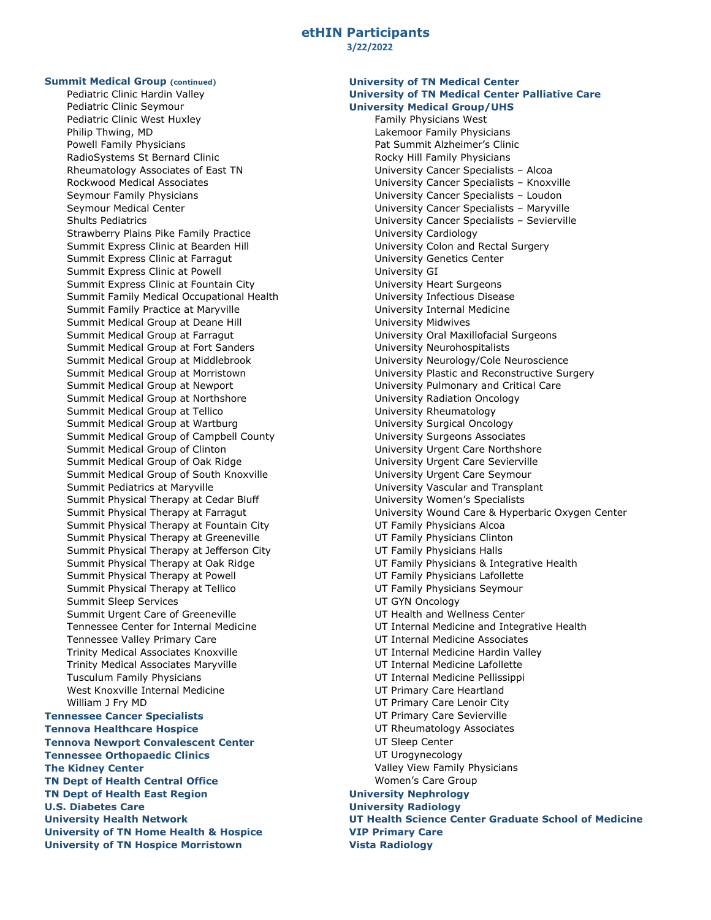# etHIN Participants

3/22/2022

**Summit Medical Group (continued)**

- Pediatric Clinic Hardin Valley
- Pediatric Clinic Seymour
- Pediatric Clinic West Huxley
- Philip Thwing, MD
- Powell Family Physicians
- RadioSystems St Bernard Clinic
- Rheumatology Associates of East TN
- Rockwood Medical Associates
- Seymour Family Physicians
- Seymour Medical Center
- Shults Pediatrics
- Strawberry Plains Pike Family Practice
- Summit Express Clinic at Bearden Hill
- Summit Express Clinic at Farragut
- Summit Express Clinic at Powell
- Summit Express Clinic at Fountain City
- Summit Family Medical Occupational Health
- Summit Family Practice at Maryville
- Summit Medical Group at Deane Hill
- Summit Medical Group at Farragut
- Summit Medical Group at Fort Sanders
- Summit Medical Group at Middlebrook
- Summit Medical Group at Morristown
- Summit Medical Group at Newport
- Summit Medical Group at Northshore
- Summit Medical Group at Tellico
- Summit Medical Group at Wartburg
- Summit Medical Group of Campbell County
- Summit Medical Group of Clinton
- Summit Medical Group of Oak Ridge
- Summit Medical Group of South Knoxville
- Summit Pediatrics at Maryville
- Summit Physical Therapy at Cedar Bluff
- Summit Physical Therapy at Farragut
- Summit Physical Therapy at Fountain City
- Summit Physical Therapy at Greeneville
- Summit Physical Therapy at Jefferson City
- Summit Physical Therapy at Oak Ridge
- Summit Physical Therapy at Powell
- Summit Physical Therapy at Tellico
- Summit Sleep Services
- Summit Urgent Care of Greeneville
- Tennessee Center for Internal Medicine
- Tennessee Valley Primary Care
- Trinity Medical Associates Knoxville
- Trinity Medical Associates Maryville
- Tusculum Family Physicians
- West Knoxville Internal Medicine
- William J Fry MD

**Tennessee Cancer Specialists**

**Tennova Healthcare Hospice**

**Tennova Newport Convalescent Center**

**Tennessee Orthopaedic Clinics**

**The Kidney Center**

**TN Dept of Health Central Office**

**TN Dept of Health East Region**

**U.S. Diabetes Care**

**University Health Network**

**University of TN Home Health & Hospice**

**University of TN Hospice Morristown**

**University of TN Medical Center**

**University of TN Medical Center Palliative Care**

**University Medical Group/UHS**

- Family Physicians West
- Lakemoor Family Physicians
- Pat Summit Alzheimer's Clinic
- Rocky Hill Family Physicians
- University Cancer Specialists – Alcoa
- University Cancer Specialists – Knoxville
- University Cancer Specialists – Loudon
- University Cancer Specialists – Maryville
- University Cancer Specialists – Sevierville
- University Cardiology
- University Colon and Rectal Surgery
- University Genetics Center
- University GI
- University Heart Surgeons
- University Infectious Disease
- University Internal Medicine
- University Midwives
- University Oral Maxillofacial Surgeons
- University Neurohospitalists
- University Neurology/Cole Neuroscience
- University Plastic and Reconstructive Surgery
- University Pulmonary and Critical Care
- University Radiation Oncology
- University Rheumatology
- University Surgical Oncology
- University Surgeons Associates
- University Urgent Care Northshore
- University Urgent Care Sevierville
- University Urgent Care Seymour
- University Vascular and Transplant
- University Women's Specialists
- University Wound Care & Hyperbaric Oxygen Center
- UT Family Physicians Alcoa
- UT Family Physicians Clinton
- UT Family Physicians Halls
- UT Family Physicians & Integrative Health
- UT Family Physicians Lafollette
- UT Family Physicians Seymour
- UT GYN Oncology
- UT Health and Wellness Center
- UT Internal Medicine and Integrative Health
- UT Internal Medicine Associates
- UT Internal Medicine Hardin Valley
- UT Internal Medicine Lafollette
- UT Internal Medicine Pellissippi
- UT Primary Care Heartland
- UT Primary Care Lenoir City
- UT Primary Care Sevierville
- UT Rheumatology Associates
- UT Sleep Center
- UT Urogynecology
- Valley View Family Physicians
- Women's Care Group

**University Nephrology**

**University Radiology**

**UT Health Science Center Graduate School of Medicine**

**VIP Primary Care**

**Vista Radiology**